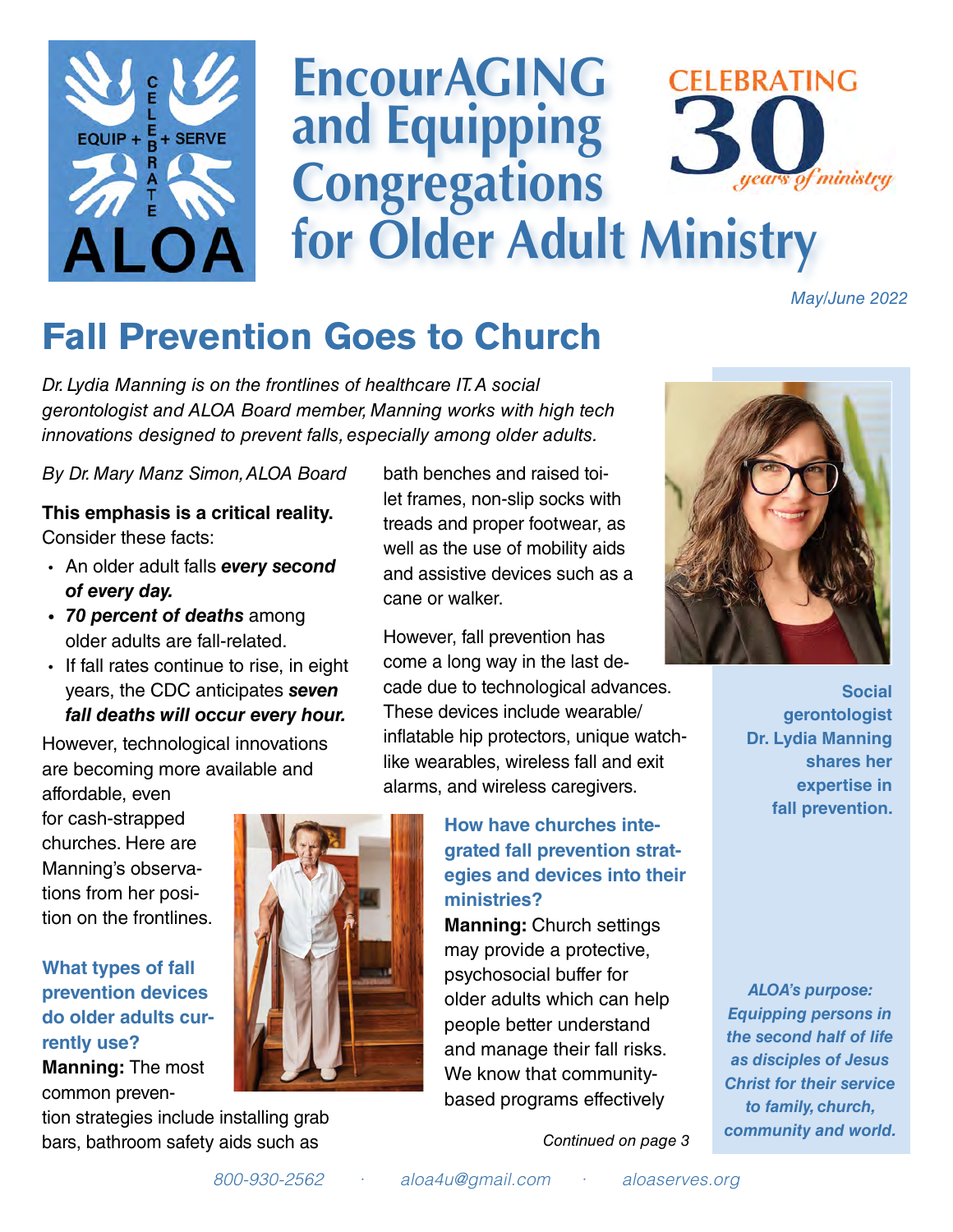# EncourAGING and Equipping Congregations for Older Adult Ministry

CELEBRATING 30 *years of ministry*

*May/June 2022*

## Fall Prevention Goes to Church

*Dr. Lydia Manning is on the frontlines of healthcare IT. A social gerontologist and ALOA Board member, Manning works with high tech innovations designed to prevent falls, especially among older adults.*

*By Dr. Mary Manz Simon, ALOA Board*

**This emphasis is a critical reality.** Consider these facts:

- An older adult falls ***every second of every day.***
- ***70 percent of deaths*** among older adults are fall-related.
- If fall rates continue to rise, in eight years, the CDC anticipates ***seven fall deaths will occur every hour.***

However, technological innovations are becoming more available and affordable, even for cash-strapped churches. Here are Manning's observations from her position on the frontlines.

### What types of fall prevention devices do older adults currently use?

**Manning:** The most common prevention strategies include installing grab bars, bathroom safety aids such as bath benches and raised toilet frames, non-slip socks with treads and proper footwear, as well as the use of mobility aids and assistive devices such as a cane or walker.

However, fall prevention has come a long way in the last decade due to technological advances. These devices include wearable/inflatable hip protectors, unique watch-like wearables, wireless fall and exit alarms, and wireless caregivers.

### How have churches integrated fall prevention strategies and devices into their ministries?

**Manning:** Church settings may provide a protective, psychosocial buffer for older adults which can help people better understand and manage their fall risks. We know that community-based programs effectively

*Continued on page 3*

**Social gerontologist Dr. Lydia Manning shares her expertise in fall prevention.**

***ALOA's purpose: Equipping persons in the second half of life as disciples of Jesus Christ for their service to family, church, community and world.***

*800-930-2562 · aloa4u@gmail.com · aloaserves.org*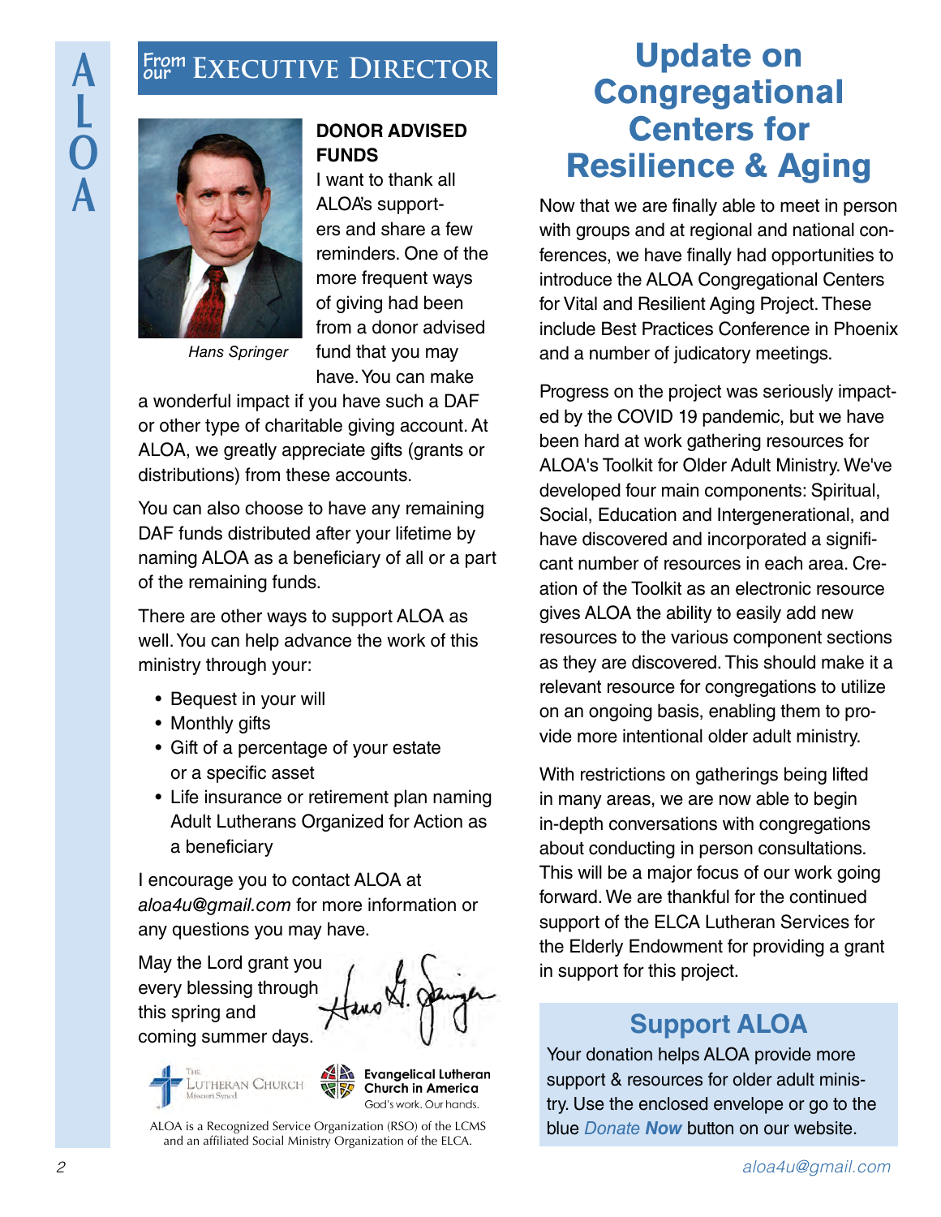# From our Executive Director

Hans Springer

### DONOR ADVISED FUNDS

I want to thank all ALOA's supporters and share a few reminders. One of the more frequent ways of giving had been from a donor advised fund that you may have. You can make a wonderful impact if you have such a DAF or other type of charitable giving account. At ALOA, we greatly appreciate gifts (grants or distributions) from these accounts.

You can also choose to have any remaining DAF funds distributed after your lifetime by naming ALOA as a beneficiary of all or a part of the remaining funds.

There are other ways to support ALOA as well. You can help advance the work of this ministry through your:

- Bequest in your will
- Monthly gifts
- Gift of a percentage of your estate or a specific asset
- Life insurance or retirement plan naming Adult Lutherans Organized for Action as a beneficiary

I encourage you to contact ALOA at *aloa4u@gmail.com* for more information or any questions you may have.

May the Lord grant you every blessing through this spring and coming summer days.

Hans G. Springer

The Lutheran Church Missouri Synod

Evangelical Lutheran Church in America — God's work. Our hands.

ALOA is a Recognized Service Organization (RSO) of the LCMS and an affiliated Social Ministry Organization of the ELCA.

# Update on Congregational Centers for Resilience & Aging

Now that we are finally able to meet in person with groups and at regional and national conferences, we have finally had opportunities to introduce the ALOA Congregational Centers for Vital and Resilient Aging Project. These include Best Practices Conference in Phoenix and a number of judicatory meetings.

Progress on the project was seriously impacted by the COVID 19 pandemic, but we have been hard at work gathering resources for ALOA's Toolkit for Older Adult Ministry. We've developed four main components: Spiritual, Social, Education and Intergenerational, and have discovered and incorporated a significant number of resources in each area. Creation of the Toolkit as an electronic resource gives ALOA the ability to easily add new resources to the various component sections as they are discovered. This should make it a relevant resource for congregations to utilize on an ongoing basis, enabling them to provide more intentional older adult ministry.

With restrictions on gatherings being lifted in many areas, we are now able to begin in-depth conversations with congregations about conducting in person consultations. This will be a major focus of our work going forward. We are thankful for the continued support of the ELCA Lutheran Services for the Elderly Endowment for providing a grant in support for this project.

## Support ALOA

Your donation helps ALOA provide more support & resources for older adult ministry. Use the enclosed envelope or go to the blue *Donate **Now*** button on our website.

*aloa4u@gmail.com*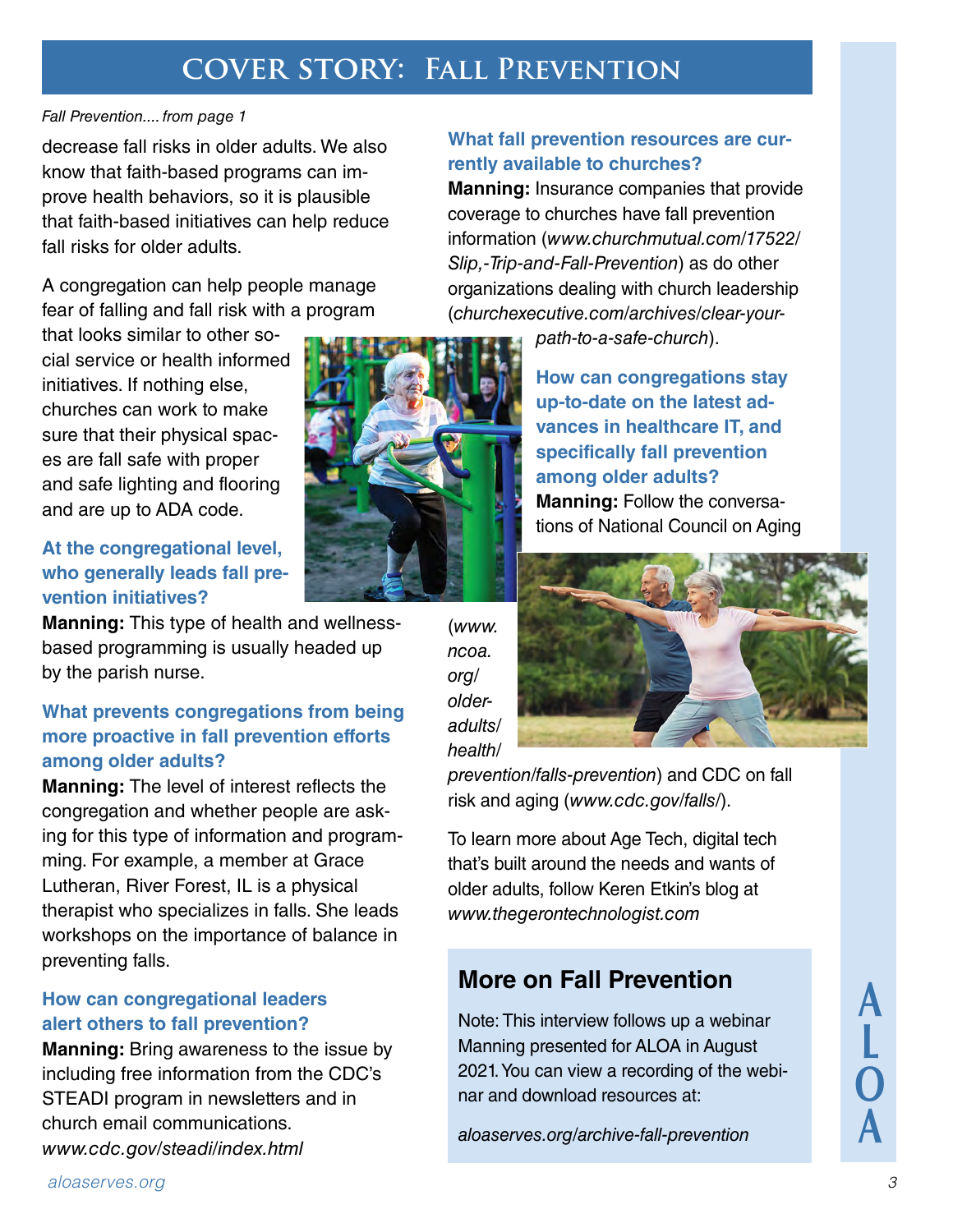# COVER STORY: Fall Prevention

*Fall Prevention.... from page 1*

decrease fall risks in older adults. We also know that faith-based programs can improve health behaviors, so it is plausible that faith-based initiatives can help reduce fall risks for older adults.

A congregation can help people manage fear of falling and fall risk with a program that looks similar to other social service or health informed initiatives. If nothing else, churches can work to make sure that their physical spaces are fall safe with proper and safe lighting and flooring and are up to ADA code.

### At the congregational level, who generally leads fall prevention initiatives?

**Manning:** This type of health and wellness-based programming is usually headed up by the parish nurse.

### What prevents congregations from being more proactive in fall prevention efforts among older adults?

**Manning:** The level of interest reflects the congregation and whether people are asking for this type of information and programming. For example, a member at Grace Lutheran, River Forest, IL is a physical therapist who specializes in falls. She leads workshops on the importance of balance in preventing falls.

### How can congregational leaders alert others to fall prevention?

**Manning:** Bring awareness to the issue by including free information from the CDC's STEADI program in newsletters and in church email communications. *www.cdc.gov/steadi/index.html*

### What fall prevention resources are currently available to churches?

**Manning:** Insurance companies that provide coverage to churches have fall prevention information (*www.churchmutual.com/17522/Slip,-Trip-and-Fall-Prevention*) as do other organizations dealing with church leadership (*churchexecutive.com/archives/clear-your-path-to-a-safe-church*).

### How can congregations stay up-to-date on the latest advances in healthcare IT, and specifically fall prevention among older adults?

**Manning:** Follow the conversations of National Council on Aging (*www.ncoa.org/older-adults/health/prevention/falls-prevention*) and CDC on fall risk and aging (*www.cdc.gov/falls/*).

To learn more about Age Tech, digital tech that's built around the needs and wants of older adults, follow Keren Etkin's blog at *www.thegerontechnologist.com*

## More on Fall Prevention

Note: This interview follows up a webinar Manning presented for ALOA in August 2021. You can view a recording of the webinar and download resources at:

*aloaserves.org/archive-fall-prevention*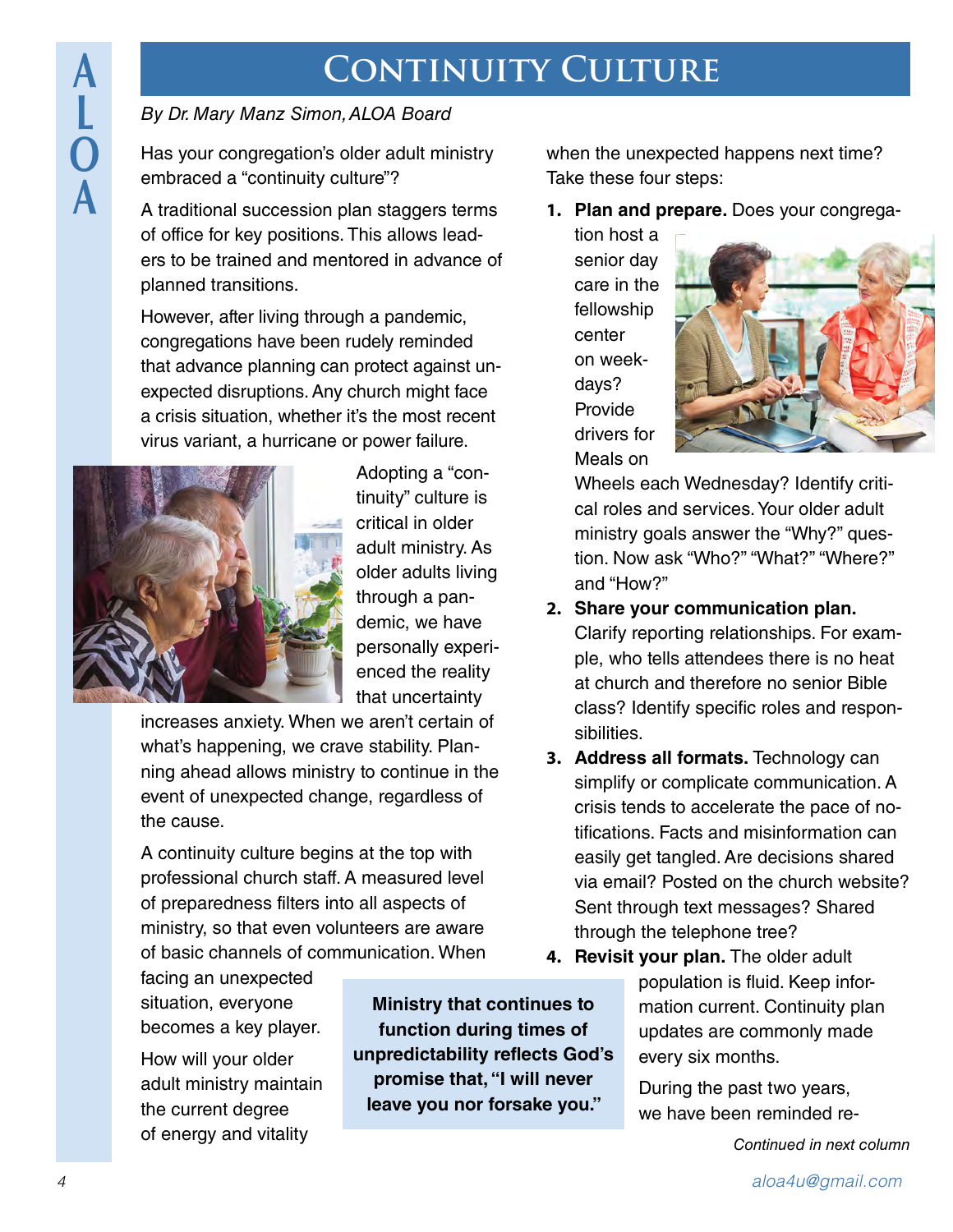# Continuity Culture

*By Dr. Mary Manz Simon, ALOA Board*

Has your congregation's older adult ministry embraced a "continuity culture"?

A traditional succession plan staggers terms of office for key positions. This allows leaders to be trained and mentored in advance of planned transitions.

However, after living through a pandemic, congregations have been rudely reminded that advance planning can protect against unexpected disruptions. Any church might face a crisis situation, whether it's the most recent virus variant, a hurricane or power failure.

Adopting a "continuity" culture is critical in older adult ministry. As older adults living through a pandemic, we have personally experienced the reality that uncertainty increases anxiety. When we aren't certain of what's happening, we crave stability. Planning ahead allows ministry to continue in the event of unexpected change, regardless of the cause.

A continuity culture begins at the top with professional church staff. A measured level of preparedness filters into all aspects of ministry, so that even volunteers are aware of basic channels of communication. When facing an unexpected situation, everyone becomes a key player.

**Ministry that continues to function during times of unpredictability reflects God's promise that, "I will never leave you nor forsake you."**

How will your older adult ministry maintain the current degree of energy and vitality when the unexpected happens next time? Take these four steps:

1. **Plan and prepare.** Does your congregation host a senior day care in the fellowship center on weekdays? Provide drivers for Meals on Wheels each Wednesday? Identify critical roles and services. Your older adult ministry goals answer the "Why?" question. Now ask "Who?" "What?" "Where?" and "How?"
2. **Share your communication plan.** Clarify reporting relationships. For example, who tells attendees there is no heat at church and therefore no senior Bible class? Identify specific roles and responsibilities.
3. **Address all formats.** Technology can simplify or complicate communication. A crisis tends to accelerate the pace of notifications. Facts and misinformation can easily get tangled. Are decisions shared via email? Posted on the church website? Sent through text messages? Shared through the telephone tree?
4. **Revisit your plan.** The older adult population is fluid. Keep information current. Continuity plan updates are commonly made every six months.

During the past two years, we have been reminded re-

*Continued in next column*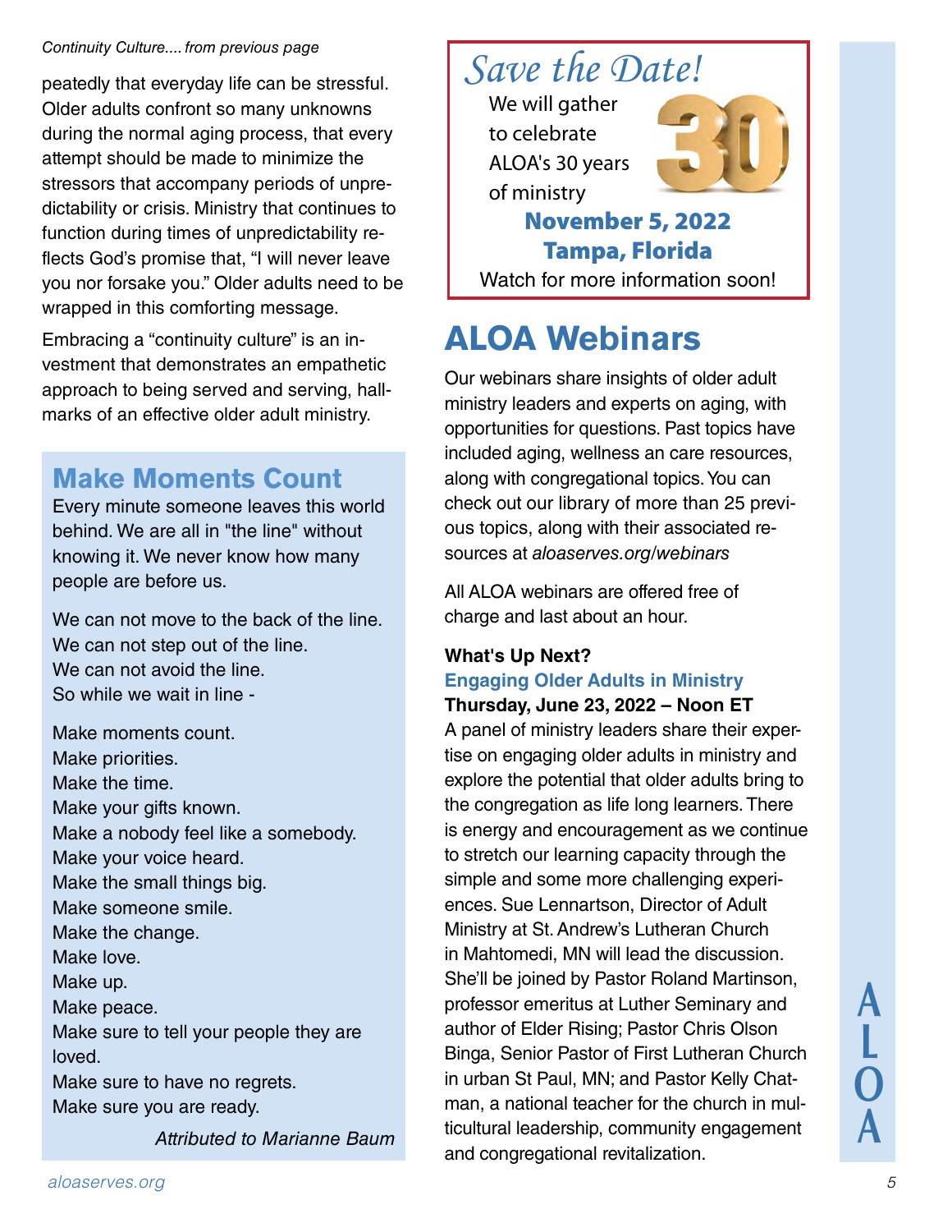*Continuity Culture.... from previous page*

peatedly that everyday life can be stressful. Older adults confront so many unknowns during the normal aging process, that every attempt should be made to minimize the stressors that accompany periods of unpredictability or crisis. Ministry that continues to function during times of unpredictability reflects God's promise that, "I will never leave you nor forsake you." Older adults need to be wrapped in this comforting message.

Embracing a "continuity culture" is an investment that demonstrates an empathetic approach to being served and serving, hallmarks of an effective older adult ministry.

## Make Moments Count

Every minute someone leaves this world behind. We are all in "the line" without knowing it. We never know how many people are before us.

We can not move to the back of the line.
We can not step out of the line.
We can not avoid the line.
So while we wait in line -

Make moments count.
Make priorities.
Make the time.
Make your gifts known.
Make a nobody feel like a somebody.
Make your voice heard.
Make the small things big.
Make someone smile.
Make the change.
Make love.
Make up.
Make peace.
Make sure to tell your people they are loved.
Make sure to have no regrets.
Make sure you are ready.

*Attributed to Marianne Baum*

*Save the Date!*

We will gather to celebrate ALOA's 30 years of ministry

30

**November 5, 2022**
**Tampa, Florida**

Watch for more information soon!

# ALOA Webinars

Our webinars share insights of older adult ministry leaders and experts on aging, with opportunities for questions. Past topics have included aging, wellness an care resources, along with congregational topics. You can check out our library of more than 25 previous topics, along with their associated resources at *aloaserves.org/webinars*

All ALOA webinars are offered free of charge and last about an hour.

**What's Up Next?**

**Engaging Older Adults in Ministry**
**Thursday, June 23, 2022 – Noon ET**

A panel of ministry leaders share their expertise on engaging older adults in ministry and explore the potential that older adults bring to the congregation as life long learners. There is energy and encouragement as we continue to stretch our learning capacity through the simple and some more challenging experiences. Sue Lennartson, Director of Adult Ministry at St. Andrew's Lutheran Church in Mahtomedi, MN will lead the discussion. She'll be joined by Pastor Roland Martinson, professor emeritus at Luther Seminary and author of Elder Rising; Pastor Chris Olson Binga, Senior Pastor of First Lutheran Church in urban St Paul, MN; and Pastor Kelly Chatman, a national teacher for the church in multicultural leadership, community engagement and congregational revitalization.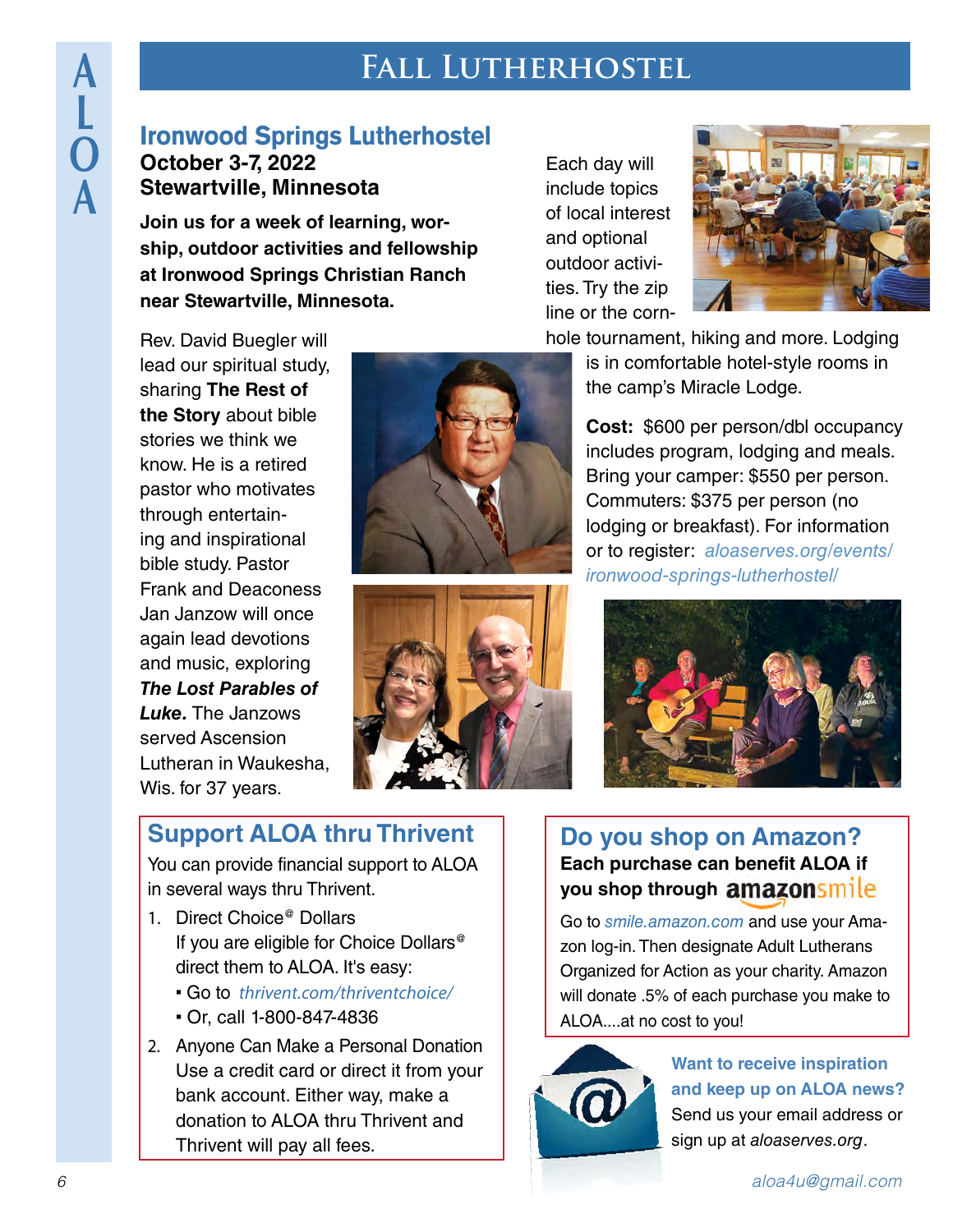# Fall Lutherhostel

## Ironwood Springs Lutherhostel

**October 3-7, 2022**
**Stewartville, Minnesota**

**Join us for a week of learning, worship, outdoor activities and fellowship at Ironwood Springs Christian Ranch near Stewartville, Minnesota.**

Rev. David Buegler will lead our spiritual study, sharing **The Rest of the Story** about bible stories we think we know. He is a retired pastor who motivates through entertaining and inspirational bible study. Pastor Frank and Deaconess Jan Janzow will once again lead devotions and music, exploring ***The Lost Parables of Luke.*** The Janzows served Ascension Lutheran in Waukesha, Wis. for 37 years.

Each day will include topics of local interest and optional outdoor activities. Try the zip line or the cornhole tournament, hiking and more. Lodging is in comfortable hotel-style rooms in the camp's Miracle Lodge.

**Cost:** $600 per person/dbl occupancy includes program, lodging and meals. Bring your camper: $550 per person. Commuters: $375 per person (no lodging or breakfast). For information or to register: *aloaserves.org/events/ironwood-springs-lutherhostel/*

## Support ALOA thru Thrivent

You can provide financial support to ALOA in several ways thru Thrivent.

1. Direct Choice® Dollars
   If you are eligible for Choice Dollars® direct them to ALOA. It's easy:
   - Go to *thrivent.com/thriventchoice/*
   - Or, call 1-800-847-4836
2. Anyone Can Make a Personal Donation
   Use a credit card or direct it from your bank account. Either way, make a donation to ALOA thru Thrivent and Thrivent will pay all fees.

## Do you shop on Amazon?

**Each purchase can benefit ALOA if you shop through amazonsmile**

Go to *smile.amazon.com* and use your Amazon log-in. Then designate Adult Lutherans Organized for Action as your charity. Amazon will donate .5% of each purchase you make to ALOA....at no cost to you!

**Want to receive inspiration and keep up on ALOA news?** Send us your email address or sign up at *aloaserves.org*.

*aloa4u@gmail.com*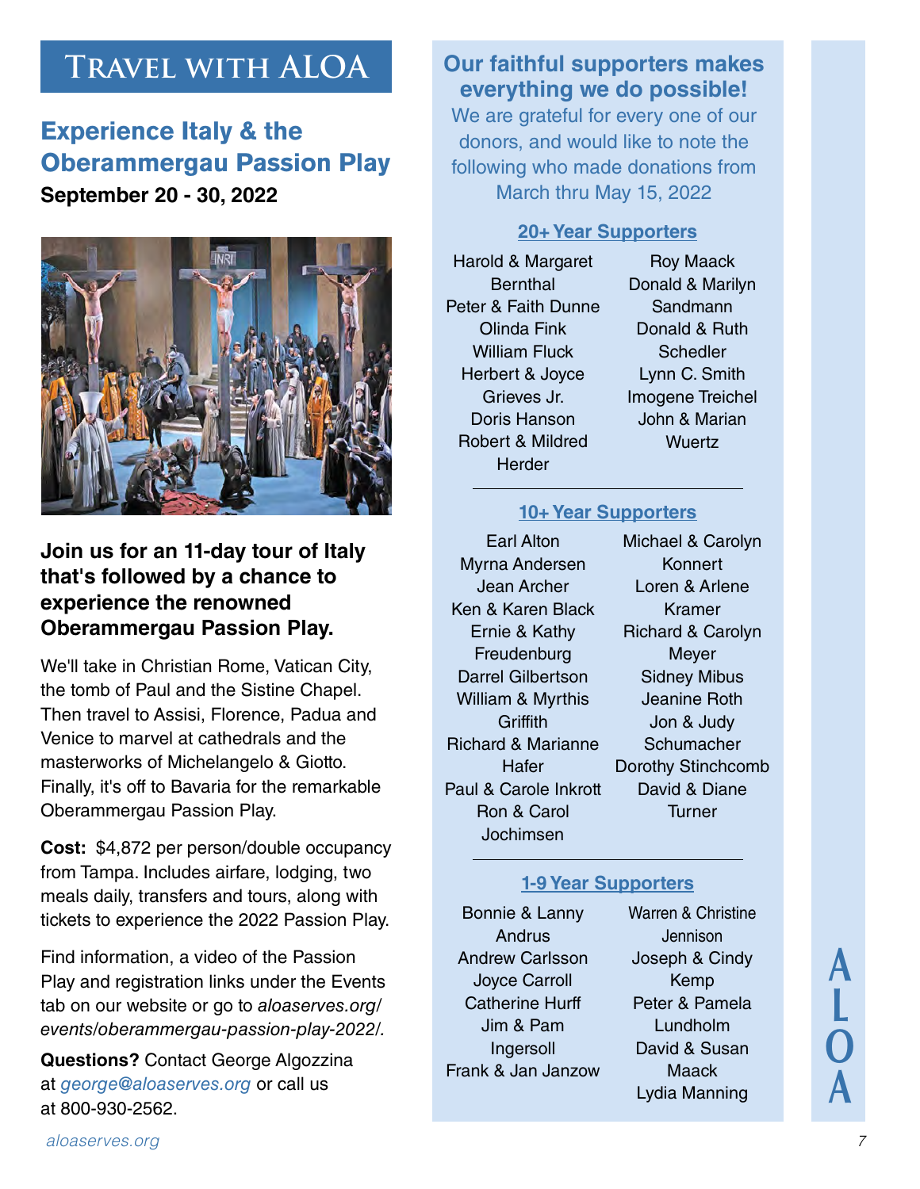# Travel with ALOA

## Experience Italy & the Oberammergau Passion Play

**September 20 - 30, 2022**

**Join us for an 11-day tour of Italy that's followed by a chance to experience the renowned Oberammergau Passion Play.**

We'll take in Christian Rome, Vatican City, the tomb of Paul and the Sistine Chapel. Then travel to Assisi, Florence, Padua and Venice to marvel at cathedrals and the masterworks of Michelangelo & Giotto. Finally, it's off to Bavaria for the remarkable Oberammergau Passion Play.

**Cost:** $4,872 per person/double occupancy from Tampa. Includes airfare, lodging, two meals daily, transfers and tours, along with tickets to experience the 2022 Passion Play.

Find information, a video of the Passion Play and registration links under the Events tab on our website or go to *aloaserves.org/events/oberammergau-passion-play-2022/.*

**Questions?** Contact George Algozzina at *george@aloaserves.org* or call us at 800-930-2562.

## Our faithful supporters makes everything we do possible!

We are grateful for every one of our donors, and would like to note the following who made donations from March thru May 15, 2022

### 20+ Year Supporters

Harold & Margaret Bernthal
Peter & Faith Dunne
Olinda Fink
William Fluck
Herbert & Joyce Grieves Jr.
Doris Hanson
Robert & Mildred Herder
Roy Maack
Donald & Marilyn Sandmann
Donald & Ruth Schedler
Lynn C. Smith
Imogene Treichel
John & Marian Wuertz

### 10+ Year Supporters

Earl Alton
Myrna Andersen
Jean Archer
Ken & Karen Black
Ernie & Kathy Freudenburg
Darrel Gilbertson
William & Myrthis Griffith
Richard & Marianne Hafer
Paul & Carole Inkrott
Ron & Carol Jochimsen
Michael & Carolyn Konnert
Loren & Arlene Kramer
Richard & Carolyn Meyer
Sidney Mibus
Jeanine Roth
Jon & Judy Schumacher
Dorothy Stinchcomb
David & Diane Turner

### 1-9 Year Supporters

Bonnie & Lanny Andrus
Andrew Carlsson
Joyce Carroll
Catherine Hurff
Jim & Pam Ingersoll
Frank & Jan Janzow
Warren & Christine Jennison
Joseph & Cindy Kemp
Peter & Pamela Lundholm
David & Susan Maack
Lydia Manning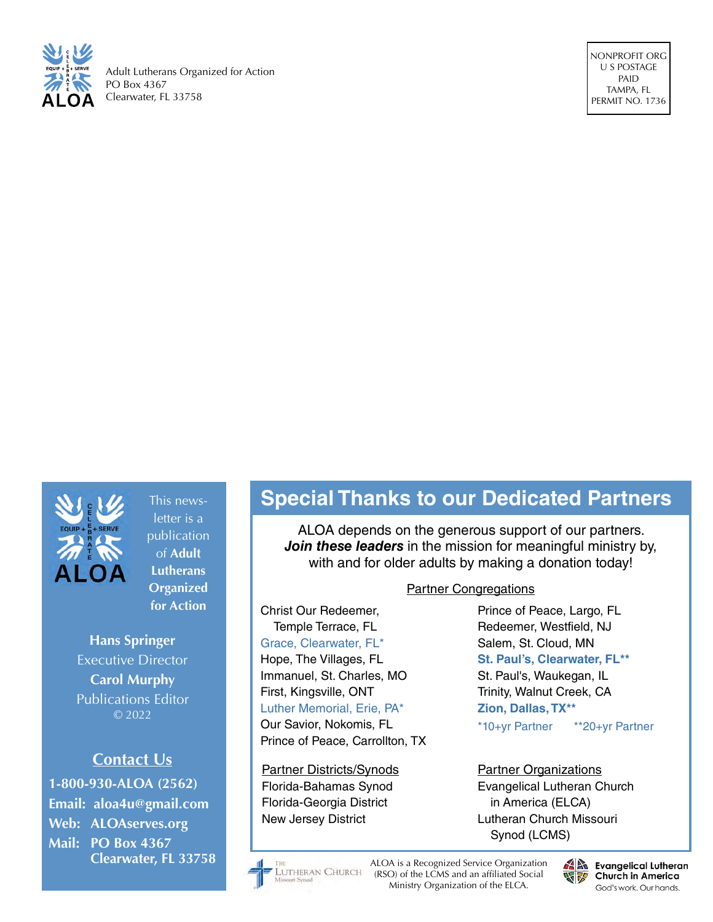Adult Lutherans Organized for Action
PO Box 4367
Clearwater, FL 33758

NONPROFIT ORG
U S POSTAGE
PAID
TAMPA, FL
PERMIT NO. 1736

This newsletter is a publication of **Adult Lutherans Organized for Action**

**Hans Springer**
Executive Director

**Carol Murphy**
Publications Editor
© 2022

## Contact Us

**1-800-930-ALOA (2562)**
**Email: aloa4u@gmail.com**
**Web: ALOAserves.org**
**Mail: PO Box 4367**
**Clearwater, FL 33758**

## Special Thanks to our Dedicated Partners

ALOA depends on the generous support of our partners. ***Join these leaders*** in the mission for meaningful ministry by, with and for older adults by making a donation today!

### Partner Congregations

- Christ Our Redeemer, Temple Terrace, FL
- Grace, Clearwater, FL*
- Hope, The Villages, FL
- Immanuel, St. Charles, MO
- First, Kingsville, ONT
- Luther Memorial, Erie, PA*
- Our Savior, Nokomis, FL
- Prince of Peace, Carrollton, TX
- Prince of Peace, Largo, FL
- Redeemer, Westfield, NJ
- Salem, St. Cloud, MN
- **St. Paul's, Clearwater, FL****
- St. Paul's, Waukegan, IL
- Trinity, Walnut Creek, CA
- **Zion, Dallas, TX****

*10+yr Partner **20+yr Partner

### Partner Districts/Synods

- Florida-Bahamas Synod
- Florida-Georgia District
- New Jersey District

### Partner Organizations

- Evangelical Lutheran Church in America (ELCA)
- Lutheran Church Missouri Synod (LCMS)

ALOA is a Recognized Service Organization (RSO) of the LCMS and an affiliated Social Ministry Organization of the ELCA.